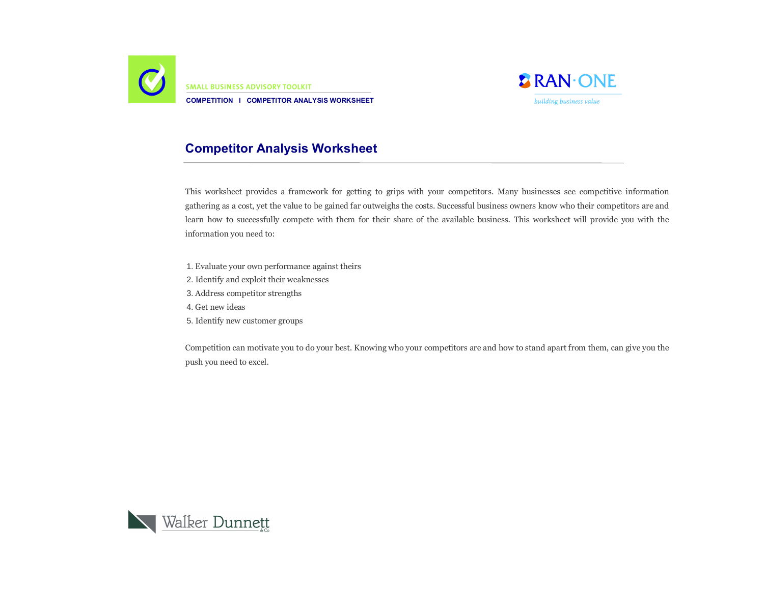# Competitor Analysis Worksheet

This worksheet provides a framework for getting to grips with your competitors. Many businesses see competitive information gathering as a cost, yet the value to be gained far outweighs the costs. Successful business owners know who their competitors are and learn how to successfully compete with them for their share of the available business. This worksheet will provide you with the information you need to:

1. Evaluate your own performance against theirs
2. Identify and exploit their weaknesses
3. Address competitor strengths
4. Get new ideas
5. Identify new customer groups

Competition can motivate you to do your best. Knowing who your competitors are and how to stand apart from them, can give you the push you need to excel.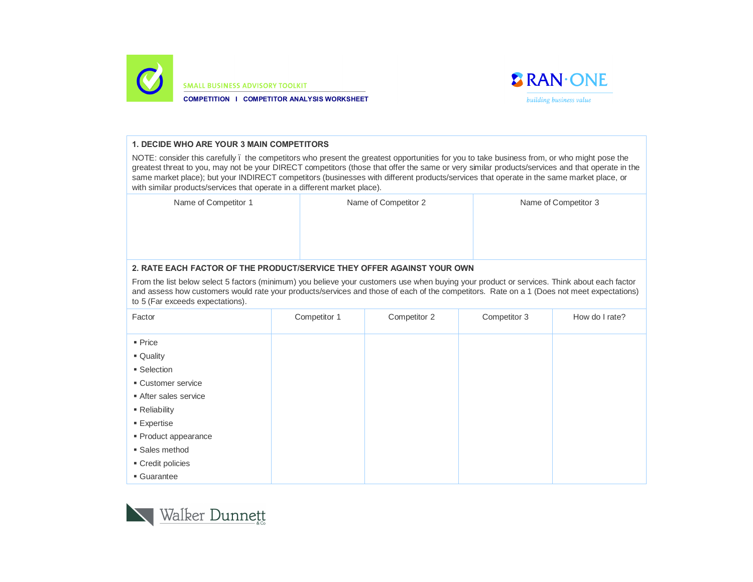SMALL BUSINESS ADVISORY TOOLKIT

COMPETITION I COMPETITOR ANALYSIS WORKSHEET

## 1. DECIDE WHO ARE YOUR 3 MAIN COMPETITORS

NOTE: consider this carefully ï the competitors who present the greatest opportunities for you to take business from, or who might pose the greatest threat to you, may not be your DIRECT competitors (those that offer the same or very similar products/services and that operate in the same market place); but your INDIRECT competitors (businesses with different products/services that operate in the same market place, or with similar products/services that operate in a different market place).

| Name of Competitor 1 | Name of Competitor 2 | Name of Competitor 3 |
|---|---|---|
| | | |

## 2. RATE EACH FACTOR OF THE PRODUCT/SERVICE THEY OFFER AGAINST YOUR OWN

From the list below select 5 factors (minimum) you believe your customers use when buying your product or services. Think about each factor and assess how customers would rate your products/services and those of each of the competitors. Rate on a 1 (Does not meet expectations) to 5 (Far exceeds expectations).

| Factor | Competitor 1 | Competitor 2 | Competitor 3 | How do I rate? |
|---|---|---|---|---|
| ▪ Price | | | | |
| ▪ Quality | | | | |
| ▪ Selection | | | | |
| ▪ Customer service | | | | |
| ▪ After sales service | | | | |
| ▪ Reliability | | | | |
| ▪ Expertise | | | | |
| ▪ Product appearance | | | | |
| ▪ Sales method | | | | |
| ▪ Credit policies | | | | |
| ▪ Guarantee | | | | |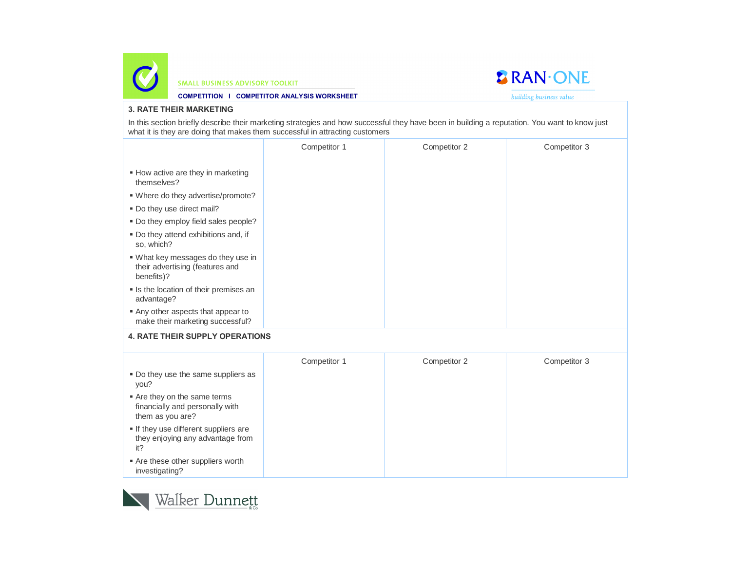## 3. RATE THEIR MARKETING

In this section briefly describe their marketing strategies and how successful they have been in building a reputation. You want to know just what it is they are doing that makes them successful in attracting customers

| | Competitor 1 | Competitor 2 | Competitor 3 |
|---|---|---|---|
| ▪ How active are they in marketing themselves?<br>▪ Where do they advertise/promote?<br>▪ Do they use direct mail?<br>▪ Do they employ field sales people?<br>▪ Do they attend exhibitions and, if so, which?<br>▪ What key messages do they use in their advertising (features and benefits)?<br>▪ Is the location of their premises an advantage?<br>▪ Any other aspects that appear to make their marketing successful? | | | |

## 4. RATE THEIR SUPPLY OPERATIONS

| | Competitor 1 | Competitor 2 | Competitor 3 |
|---|---|---|---|
| ▪ Do they use the same suppliers as you?<br>▪ Are they on the same terms financially and personally with them as you are?<br>▪ If they use different suppliers are they enjoying any advantage from it?<br>▪ Are these other suppliers worth investigating? | | | |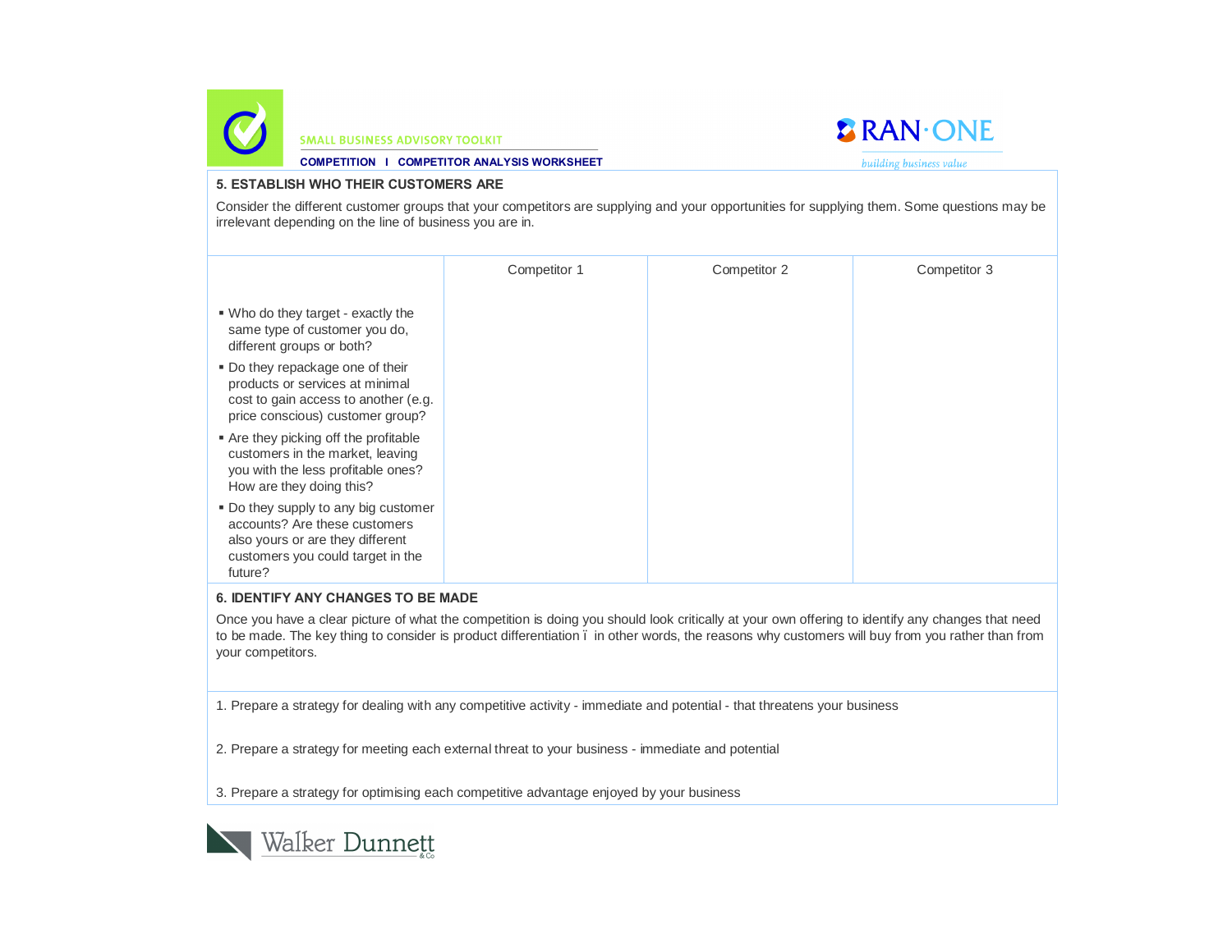## 5. ESTABLISH WHO THEIR CUSTOMERS ARE

Consider the different customer groups that your competitors are supplying and your opportunities for supplying them. Some questions may be irrelevant depending on the line of business you are in.

| | Competitor 1 | Competitor 2 | Competitor 3 |
|---|---|---|---|
| ▪ Who do they target - exactly the same type of customer you do, different groups or both?<br>▪ Do they repackage one of their products or services at minimal cost to gain access to another (e.g. price conscious) customer group?<br>▪ Are they picking off the profitable customers in the market, leaving you with the less profitable ones? How are they doing this?<br>▪ Do they supply to any big customer accounts? Are these customers also yours or are they different customers you could target in the future? | | | |

## 6. IDENTIFY ANY CHANGES TO BE MADE

Once you have a clear picture of what the competition is doing you should look critically at your own offering to identify any changes that need to be made. The key thing to consider is product differentiation ï in other words, the reasons why customers will buy from you rather than from your competitors.

1. Prepare a strategy for dealing with any competitive activity - immediate and potential - that threatens your business

2. Prepare a strategy for meeting each external threat to your business - immediate and potential

3. Prepare a strategy for optimising each competitive advantage enjoyed by your business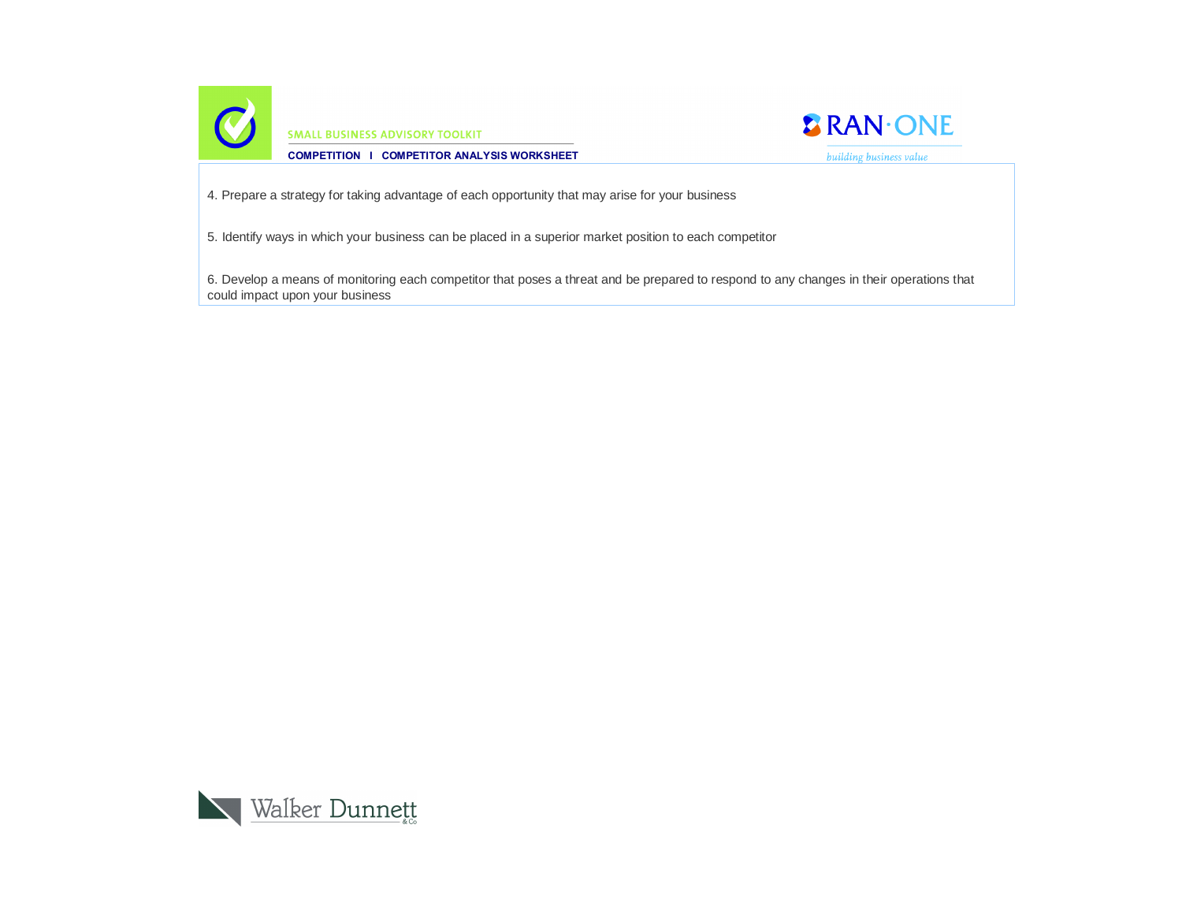4. Prepare a strategy for taking advantage of each opportunity that may arise for your business

5. Identify ways in which your business can be placed in a superior market position to each competitor

6. Develop a means of monitoring each competitor that poses a threat and be prepared to respond to any changes in their operations that could impact upon your business